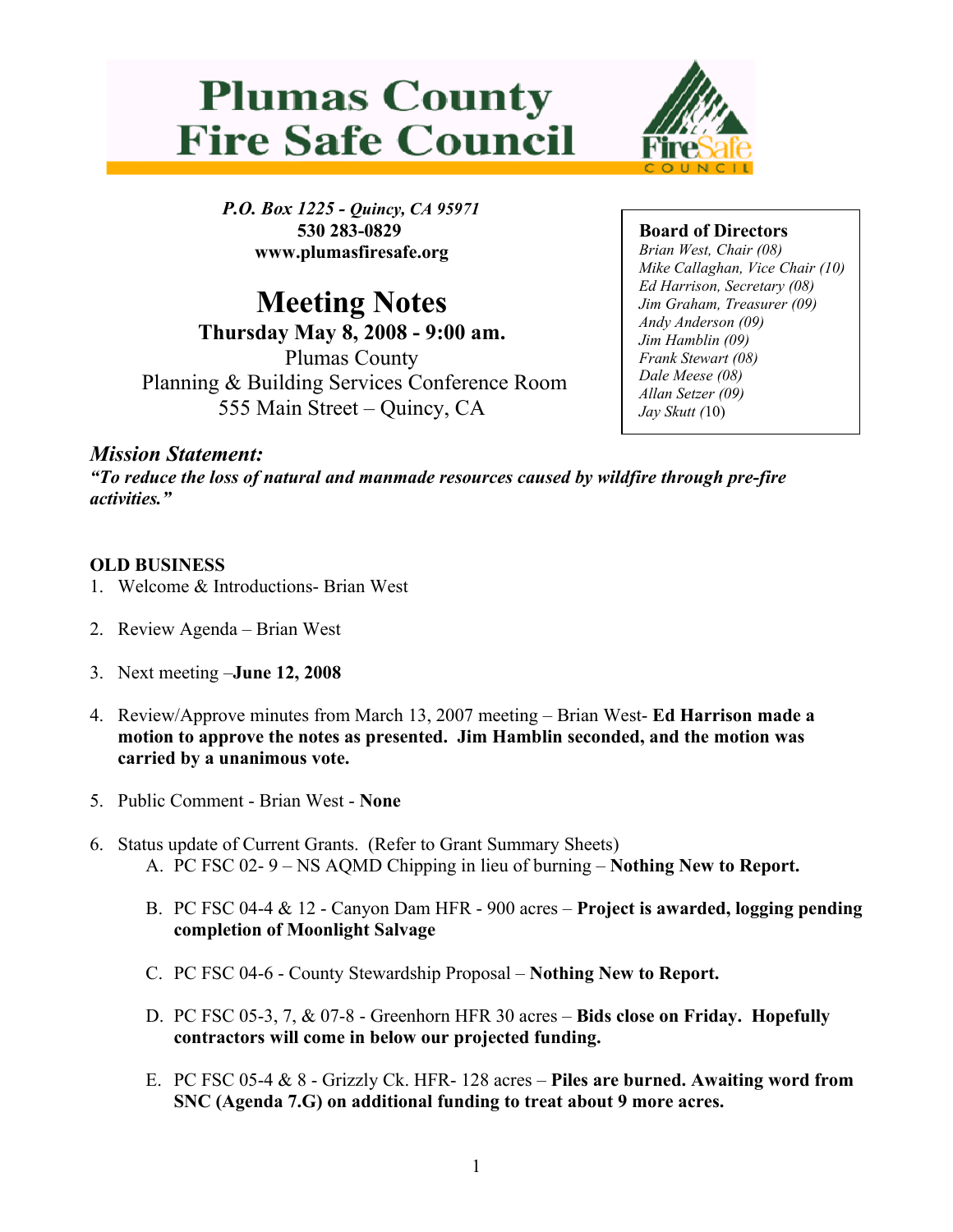# Plumas County Fire Safe Council

*P.O. Box 1225 - Quincy, CA 95971*
**530 283-0829**
**www.plumasfiresafe.org**

## Meeting Notes

**Thursday May 8, 2008 - 9:00 am.**
Plumas County
Planning & Building Services Conference Room
555 Main Street – Quincy, CA

**Board of Directors**
*Brian West, Chair (08)*
*Mike Callaghan, Vice Chair (10)*
*Ed Harrison, Secretary (08)*
*Jim Graham, Treasurer (09)*
*Andy Anderson (09)*
*Jim Hamblin (09)*
*Frank Stewart (08)*
*Dale Meese (08)*
*Allan Setzer (09)*
*Jay Skutt (*10)

### *Mission Statement:*

***"To reduce the loss of natural and manmade resources caused by wildfire through pre-fire activities."***

**OLD BUSINESS**

1. Welcome & Introductions- Brian West

2. Review Agenda – Brian West

3. Next meeting –**June 12, 2008**

4. Review/Approve minutes from March 13, 2007 meeting – Brian West- **Ed Harrison made a motion to approve the notes as presented. Jim Hamblin seconded, and the motion was carried by a unanimous vote.**

5. Public Comment - Brian West - **None**

6. Status update of Current Grants. (Refer to Grant Summary Sheets)
   A. PC FSC 02- 9 – NS AQMD Chipping in lieu of burning – **Nothing New to Report.**

   B. PC FSC 04-4 & 12 - Canyon Dam HFR - 900 acres – **Project is awarded, logging pending completion of Moonlight Salvage**

   C. PC FSC 04-6 - County Stewardship Proposal – **Nothing New to Report.**

   D. PC FSC 05-3, 7, & 07-8 - Greenhorn HFR 30 acres – **Bids close on Friday. Hopefully contractors will come in below our projected funding.**

   E. PC FSC 05-4 & 8 - Grizzly Ck. HFR- 128 acres – **Piles are burned. Awaiting word from SNC (Agenda 7.G) on additional funding to treat about 9 more acres.**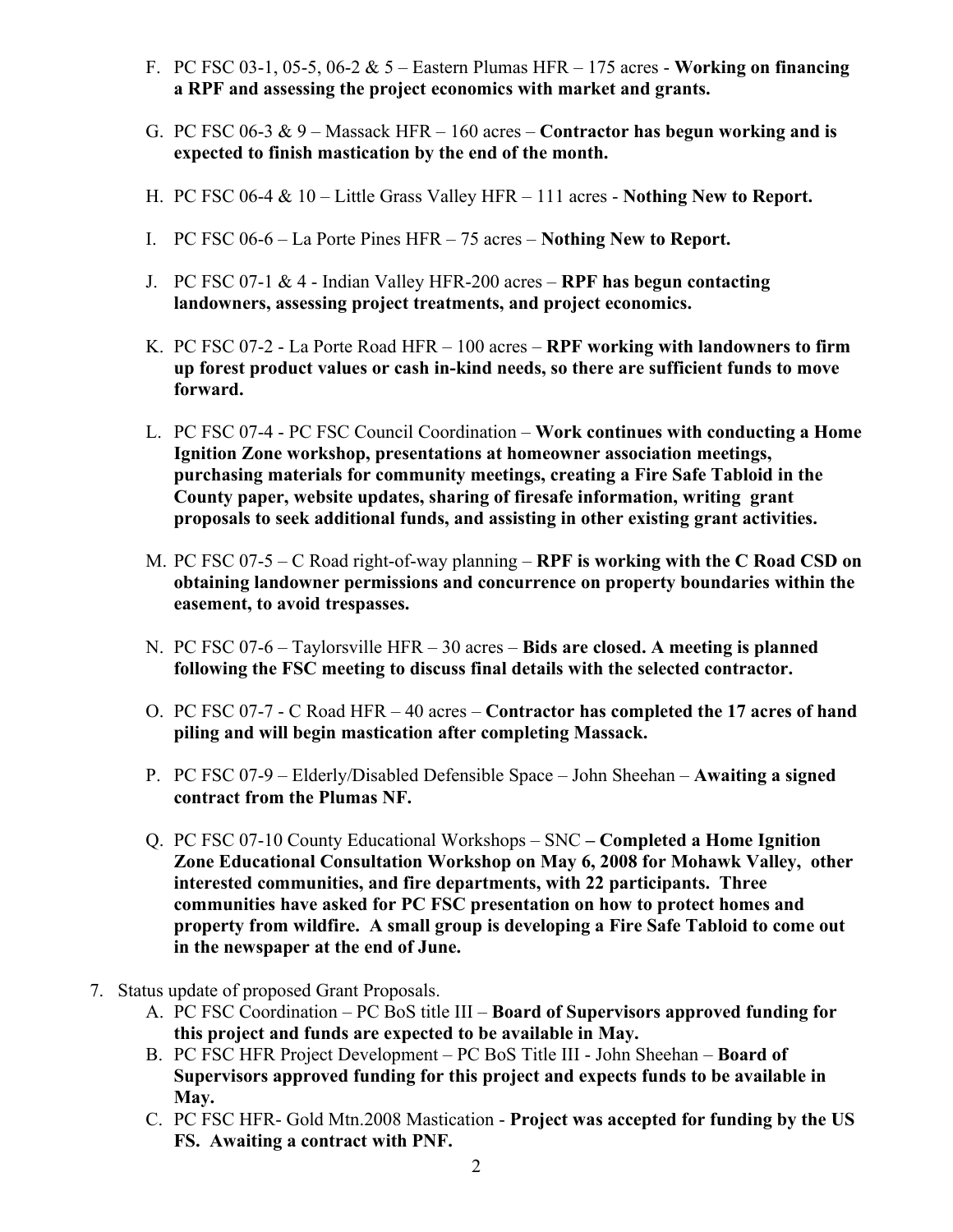F. PC FSC 03-1, 05-5, 06-2 & 5 – Eastern Plumas HFR – 175 acres - **Working on financing a RPF and assessing the project economics with market and grants.**

G. PC FSC 06-3 & 9 – Massack HFR – 160 acres – **Contractor has begun working and is expected to finish mastication by the end of the month.**

H. PC FSC 06-4 & 10 – Little Grass Valley HFR – 111 acres - **Nothing New to Report.**

I. PC FSC 06-6 – La Porte Pines HFR – 75 acres – **Nothing New to Report.**

J. PC FSC 07-1 & 4 - Indian Valley HFR-200 acres – **RPF has begun contacting landowners, assessing project treatments, and project economics.**

K. PC FSC 07-2 - La Porte Road HFR – 100 acres – **RPF working with landowners to firm up forest product values or cash in-kind needs, so there are sufficient funds to move forward.**

L. PC FSC 07-4 - PC FSC Council Coordination – **Work continues with conducting a Home Ignition Zone workshop, presentations at homeowner association meetings, purchasing materials for community meetings, creating a Fire Safe Tabloid in the County paper, website updates, sharing of firesafe information, writing grant proposals to seek additional funds, and assisting in other existing grant activities.**

M. PC FSC 07-5 – C Road right-of-way planning – **RPF is working with the C Road CSD on obtaining landowner permissions and concurrence on property boundaries within the easement, to avoid trespasses.**

N. PC FSC 07-6 – Taylorsville HFR – 30 acres – **Bids are closed. A meeting is planned following the FSC meeting to discuss final details with the selected contractor.**

O. PC FSC 07-7 - C Road HFR – 40 acres – **Contractor has completed the 17 acres of hand piling and will begin mastication after completing Massack.**

P. PC FSC 07-9 – Elderly/Disabled Defensible Space – John Sheehan – **Awaiting a signed contract from the Plumas NF.**

Q. PC FSC 07-10 County Educational Workshops – SNC **– Completed a Home Ignition Zone Educational Consultation Workshop on May 6, 2008 for Mohawk Valley, other interested communities, and fire departments, with 22 participants. Three communities have asked for PC FSC presentation on how to protect homes and property from wildfire. A small group is developing a Fire Safe Tabloid to come out in the newspaper at the end of June.**

7. Status update of proposed Grant Proposals.
   A. PC FSC Coordination – PC BoS title III – **Board of Supervisors approved funding for this project and funds are expected to be available in May.**
   B. PC FSC HFR Project Development – PC BoS Title III - John Sheehan – **Board of Supervisors approved funding for this project and expects funds to be available in May.**
   C. PC FSC HFR- Gold Mtn.2008 Mastication - **Project was accepted for funding by the US FS. Awaiting a contract with PNF.**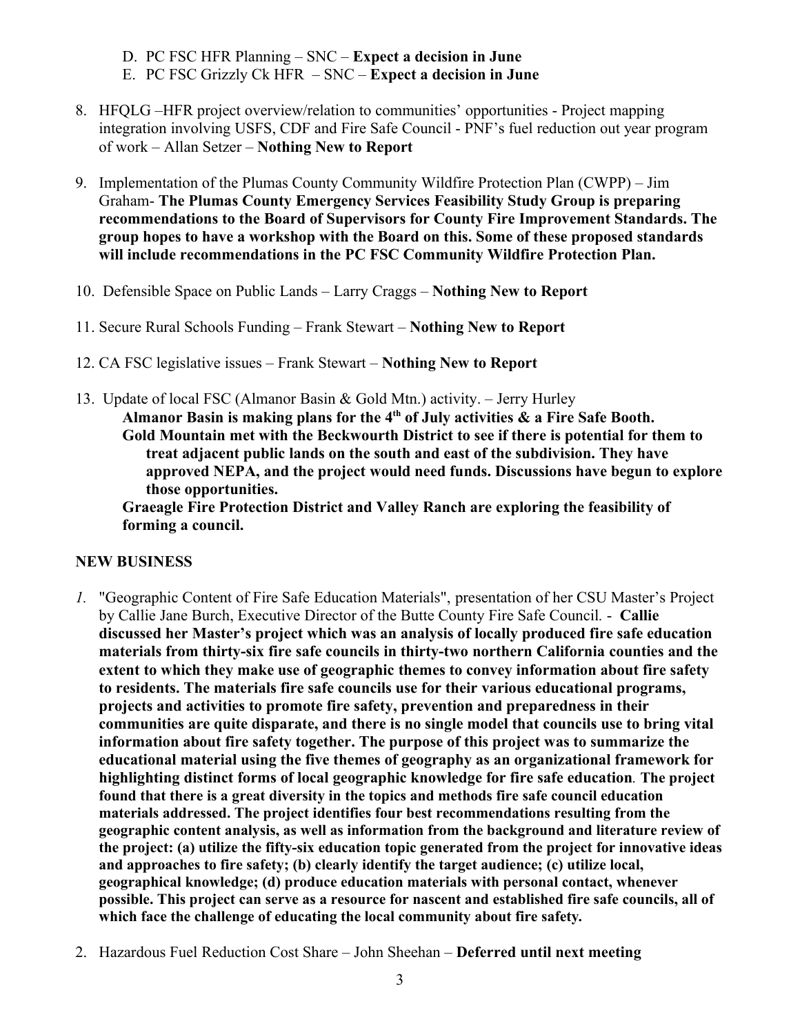D. PC FSC HFR Planning – SNC – **Expect a decision in June**
E. PC FSC Grizzly Ck HFR – SNC – **Expect a decision in June**

8. HFQLG –HFR project overview/relation to communities' opportunities - Project mapping integration involving USFS, CDF and Fire Safe Council - PNF's fuel reduction out year program of work – Allan Setzer – **Nothing New to Report**

9. Implementation of the Plumas County Community Wildfire Protection Plan (CWPP) – Jim Graham- **The Plumas County Emergency Services Feasibility Study Group is preparing recommendations to the Board of Supervisors for County Fire Improvement Standards. The group hopes to have a workshop with the Board on this. Some of these proposed standards will include recommendations in the PC FSC Community Wildfire Protection Plan.**

10. Defensible Space on Public Lands – Larry Craggs – **Nothing New to Report**

11. Secure Rural Schools Funding – Frank Stewart – **Nothing New to Report**

12. CA FSC legislative issues – Frank Stewart – **Nothing New to Report**

13. Update of local FSC (Almanor Basin & Gold Mtn.) activity. – Jerry Hurley
    **Almanor Basin is making plans for the 4th of July activities & a Fire Safe Booth.**
    **Gold Mountain met with the Beckwourth District to see if there is potential for them to treat adjacent public lands on the south and east of the subdivision. They have approved NEPA, and the project would need funds. Discussions have begun to explore those opportunities.**
    **Graeagle Fire Protection District and Valley Ranch are exploring the feasibility of forming a council.**

**NEW BUSINESS**

*1.* "Geographic Content of Fire Safe Education Materials", presentation of her CSU Master's Project by Callie Jane Burch, Executive Director of the Butte County Fire Safe Council. - **Callie discussed her Master's project which was an analysis of locally produced fire safe education materials from thirty-six fire safe councils in thirty-two northern California counties and the extent to which they make use of geographic themes to convey information about fire safety to residents. The materials fire safe councils use for their various educational programs, projects and activities to promote fire safety, prevention and preparedness in their communities are quite disparate, and there is no single model that councils use to bring vital information about fire safety together. The purpose of this project was to summarize the educational material using the five themes of geography as an organizational framework for highlighting distinct forms of local geographic knowledge for fire safe education. The project found that there is a great diversity in the topics and methods fire safe council education materials addressed. The project identifies four best recommendations resulting from the geographic content analysis, as well as information from the background and literature review of the project: (a) utilize the fifty-six education topic generated from the project for innovative ideas and approaches to fire safety; (b) clearly identify the target audience; (c) utilize local, geographical knowledge; (d) produce education materials with personal contact, whenever possible. This project can serve as a resource for nascent and established fire safe councils, all of which face the challenge of educating the local community about fire safety.**

2. Hazardous Fuel Reduction Cost Share – John Sheehan – **Deferred until next meeting**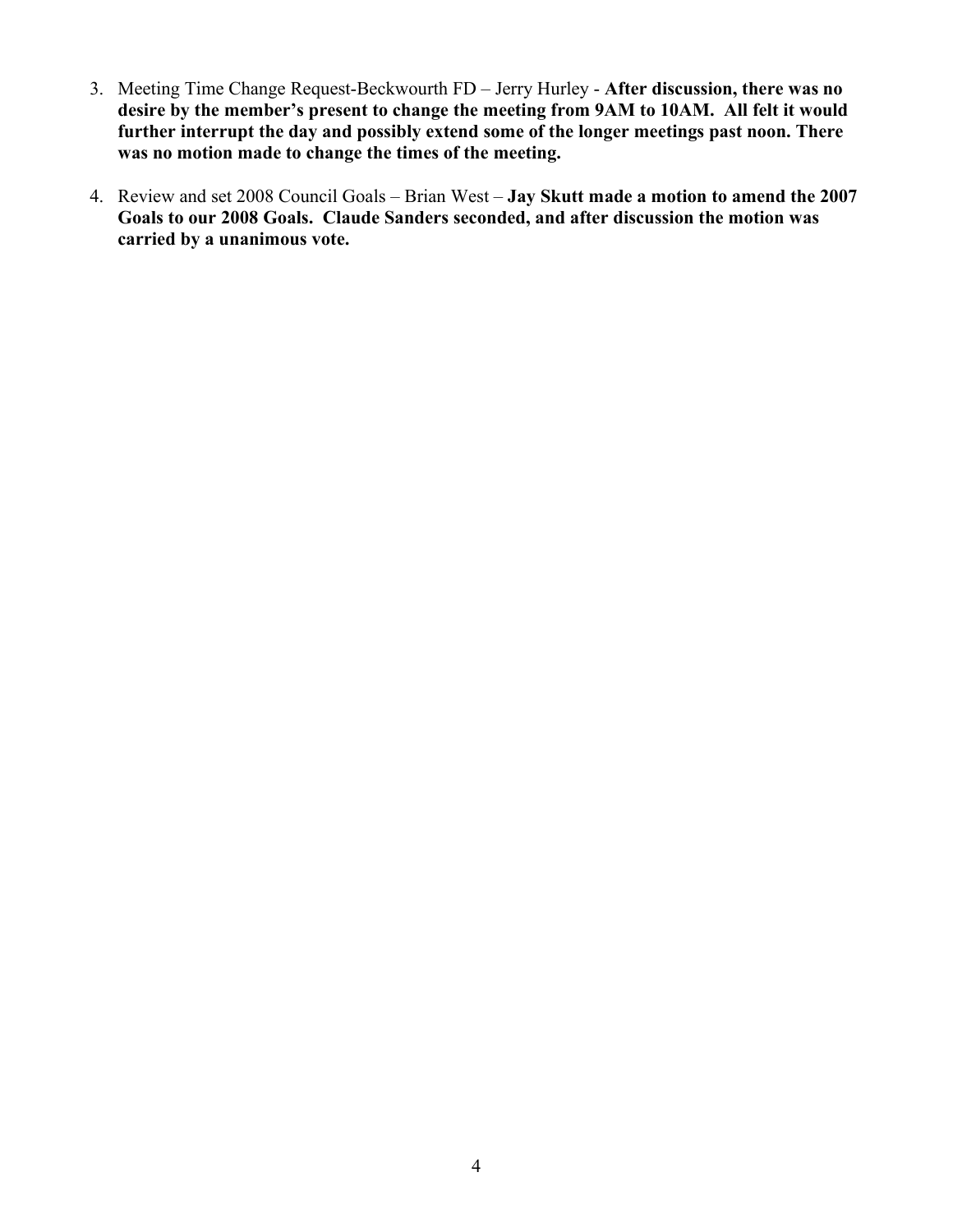3. Meeting Time Change Request-Beckwourth FD – Jerry Hurley - **After discussion, there was no desire by the member's present to change the meeting from 9AM to 10AM. All felt it would further interrupt the day and possibly extend some of the longer meetings past noon. There was no motion made to change the times of the meeting.**

4. Review and set 2008 Council Goals – Brian West – **Jay Skutt made a motion to amend the 2007 Goals to our 2008 Goals. Claude Sanders seconded, and after discussion the motion was carried by a unanimous vote.**